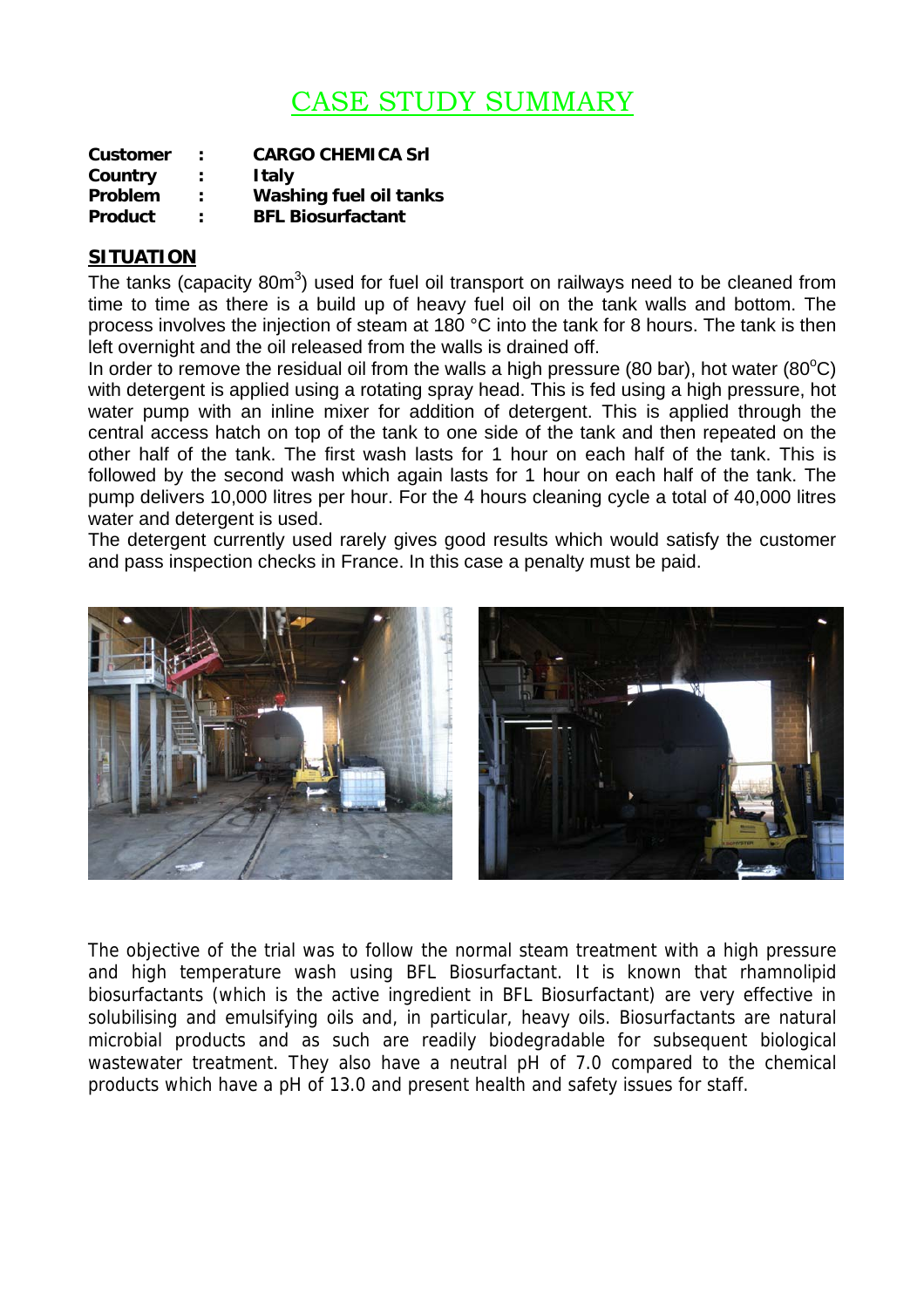# CASE STUDY SUMMARY

**Customer : CARGO CHEMICA Srl**
**Country : Italy**
**Problem : Washing fuel oil tanks**
**Product : BFL Biosurfactant**

## SITUATION

The tanks (capacity 80m$^3$) used for fuel oil transport on railways need to be cleaned from time to time as there is a build up of heavy fuel oil on the tank walls and bottom. The process involves the injection of steam at 180 °C into the tank for 8 hours. The tank is then left overnight and the oil released from the walls is drained off.

In order to remove the residual oil from the walls a high pressure (80 bar), hot water (80$^o$C) with detergent is applied using a rotating spray head. This is fed using a high pressure, hot water pump with an inline mixer for addition of detergent. This is applied through the central access hatch on top of the tank to one side of the tank and then repeated on the other half of the tank. The first wash lasts for 1 hour on each half of the tank. This is followed by the second wash which again lasts for 1 hour on each half of the tank. The pump delivers 10,000 litres per hour. For the 4 hours cleaning cycle a total of 40,000 litres water and detergent is used.

The detergent currently used rarely gives good results which would satisfy the customer and pass inspection checks in France. In this case a penalty must be paid.

The objective of the trial was to follow the normal steam treatment with a high pressure and high temperature wash using BFL Biosurfactant. It is known that rhamnolipid biosurfactants (which is the active ingredient in BFL Biosurfactant) are very effective in solubilising and emulsifying oils and, in particular, heavy oils. Biosurfactants are natural microbial products and as such are readily biodegradable for subsequent biological wastewater treatment. They also have a neutral pH of 7.0 compared to the chemical products which have a pH of 13.0 and present health and safety issues for staff.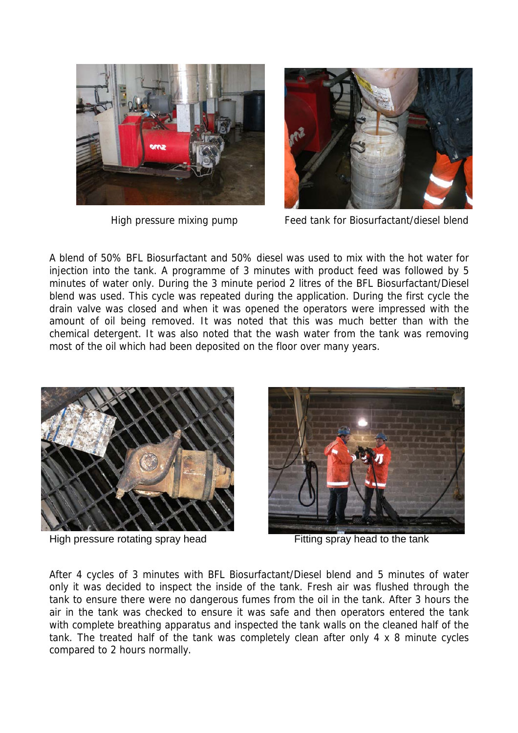High pressure mixing pump

Feed tank for Biosurfactant/diesel blend

A blend of 50% BFL Biosurfactant and 50% diesel was used to mix with the hot water for injection into the tank. A programme of 3 minutes with product feed was followed by 5 minutes of water only. During the 3 minute period 2 litres of the BFL Biosurfactant/Diesel blend was used. This cycle was repeated during the application. During the first cycle the drain valve was closed and when it was opened the operators were impressed with the amount of oil being removed. It was noted that this was much better than with the chemical detergent. It was also noted that the wash water from the tank was removing most of the oil which had been deposited on the floor over many years.

High pressure rotating spray head

Fitting spray head to the tank

After 4 cycles of 3 minutes with BFL Biosurfactant/Diesel blend and 5 minutes of water only it was decided to inspect the inside of the tank. Fresh air was flushed through the tank to ensure there were no dangerous fumes from the oil in the tank. After 3 hours the air in the tank was checked to ensure it was safe and then operators entered the tank with complete breathing apparatus and inspected the tank walls on the cleaned half of the tank. The treated half of the tank was completely clean after only 4 x 8 minute cycles compared to 2 hours normally.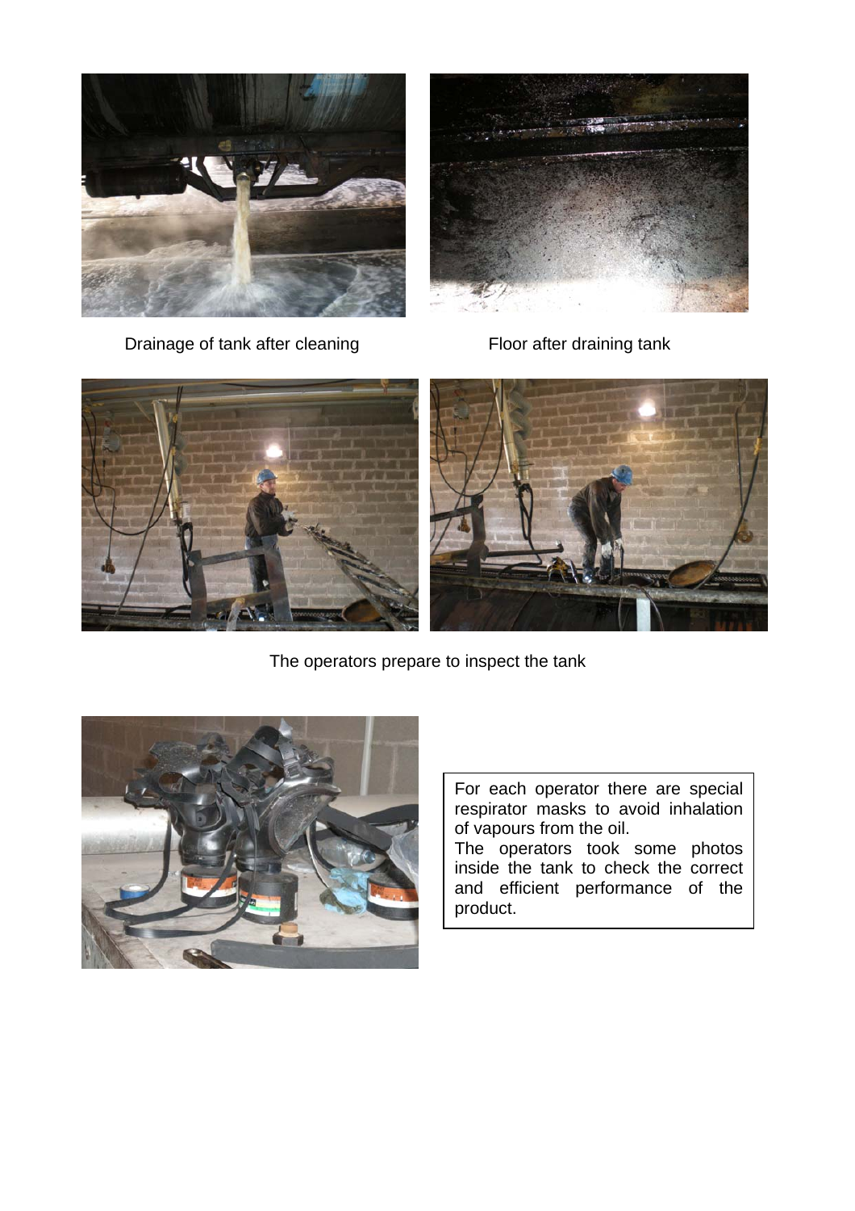Drainage of tank after cleaning

Floor after draining tank

The operators prepare to inspect the tank

For each operator there are special respirator masks to avoid inhalation of vapours from the oil.
The operators took some photos inside the tank to check the correct and efficient performance of the product.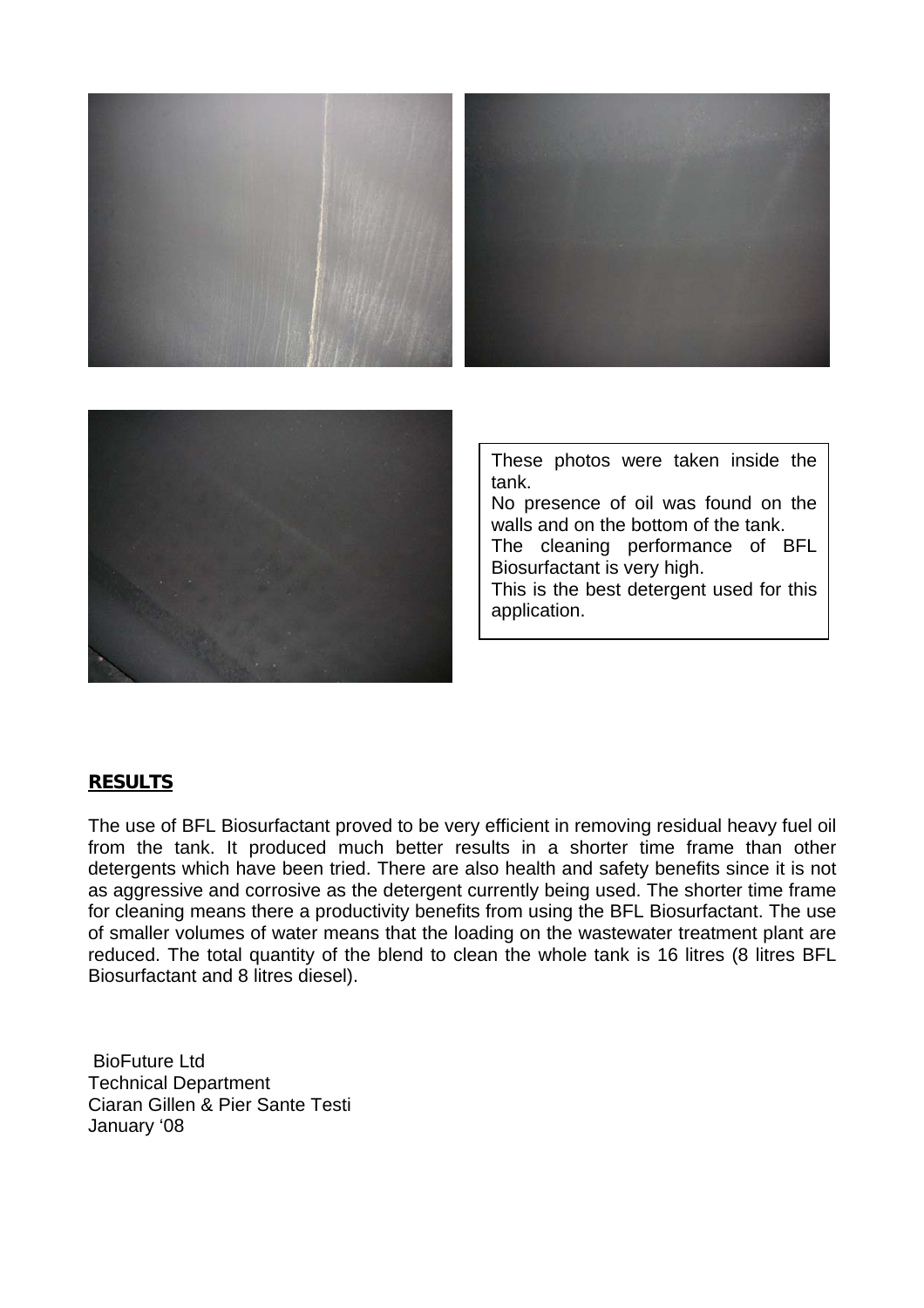These photos were taken inside the tank.
No presence of oil was found on the walls and on the bottom of the tank.
The cleaning performance of BFL Biosurfactant is very high.
This is the best detergent used for this application.

## RESULTS

The use of BFL Biosurfactant proved to be very efficient in removing residual heavy fuel oil from the tank. It produced much better results in a shorter time frame than other detergents which have been tried. There are also health and safety benefits since it is not as aggressive and corrosive as the detergent currently being used. The shorter time frame for cleaning means there a productivity benefits from using the BFL Biosurfactant. The use of smaller volumes of water means that the loading on the wastewater treatment plant are reduced. The total quantity of the blend to clean the whole tank is 16 litres (8 litres BFL Biosurfactant and 8 litres diesel).

BioFuture Ltd
Technical Department
Ciaran Gillen & Pier Sante Testi
January '08